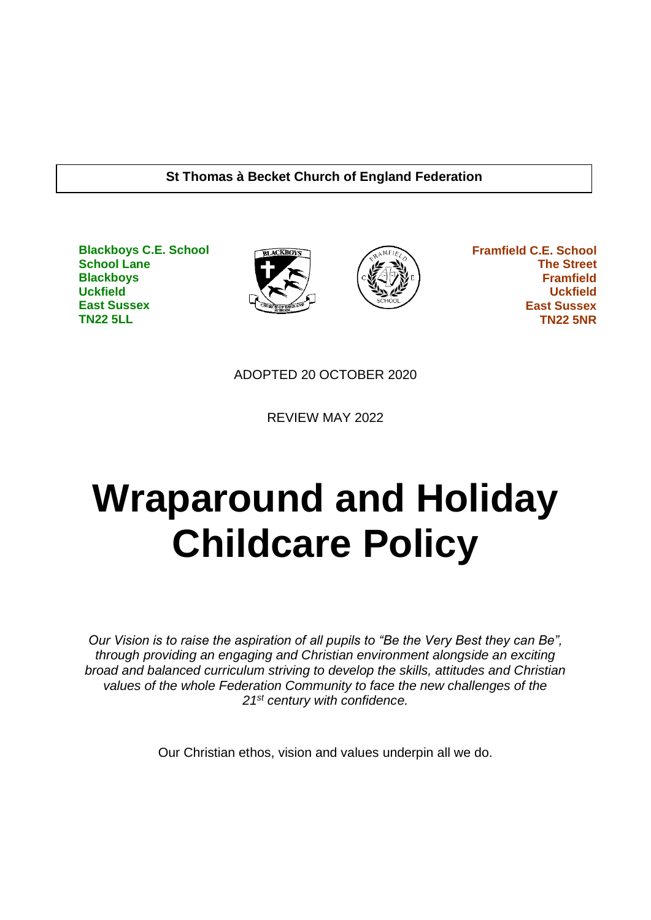**St Thomas à Becket Church of England Federation**

**Blackboys C.E. School**
**School Lane**
**Blackboys**
**Uckfield**
**East Sussex**
**TN22 5LL**

**Framfield C.E. School**
**The Street**
**Framfield**
**Uckfield**
**East Sussex**
**TN22 5NR**

ADOPTED 20 OCTOBER 2020

REVIEW MAY 2022

# Wraparound and Holiday Childcare Policy

*Our Vision is to raise the aspiration of all pupils to "Be the Very Best they can Be", through providing an engaging and Christian environment alongside an exciting broad and balanced curriculum striving to develop the skills, attitudes and Christian values of the whole Federation Community to face the new challenges of the 21st century with confidence.*

Our Christian ethos, vision and values underpin all we do.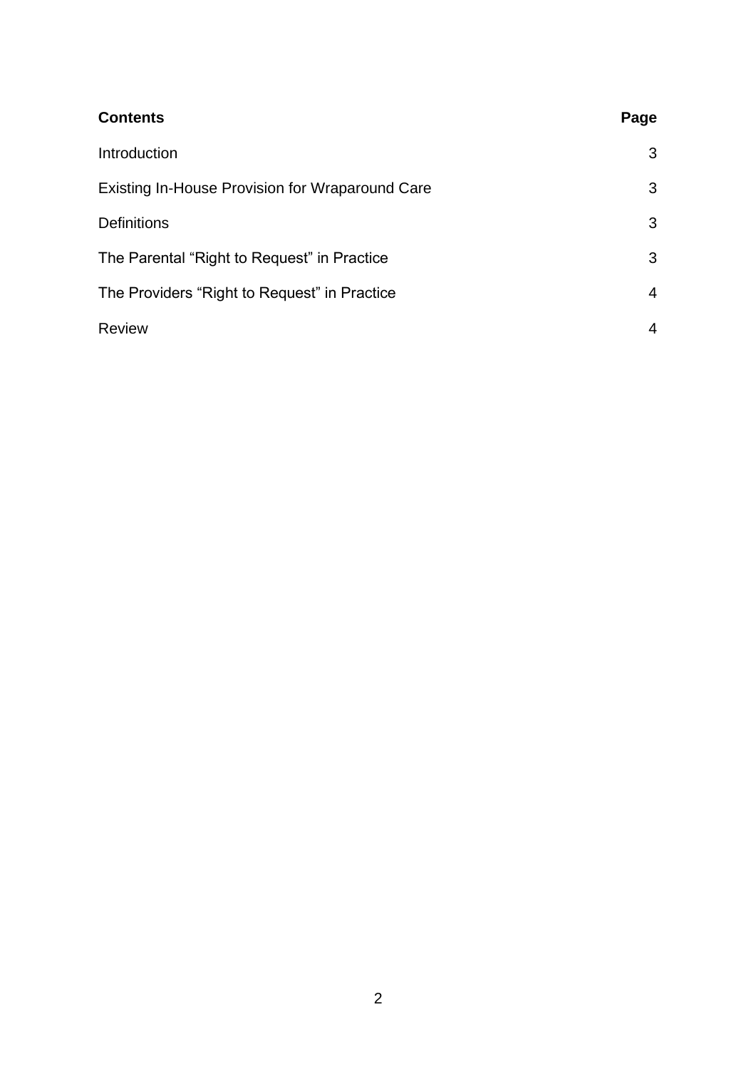| **Contents** | **Page** |
| --- | --- |
| Introduction | 3 |
| Existing In-House Provision for Wraparound Care | 3 |
| Definitions | 3 |
| The Parental “Right to Request” in Practice | 3 |
| The Providers “Right to Request” in Practice | 4 |
| Review | 4 |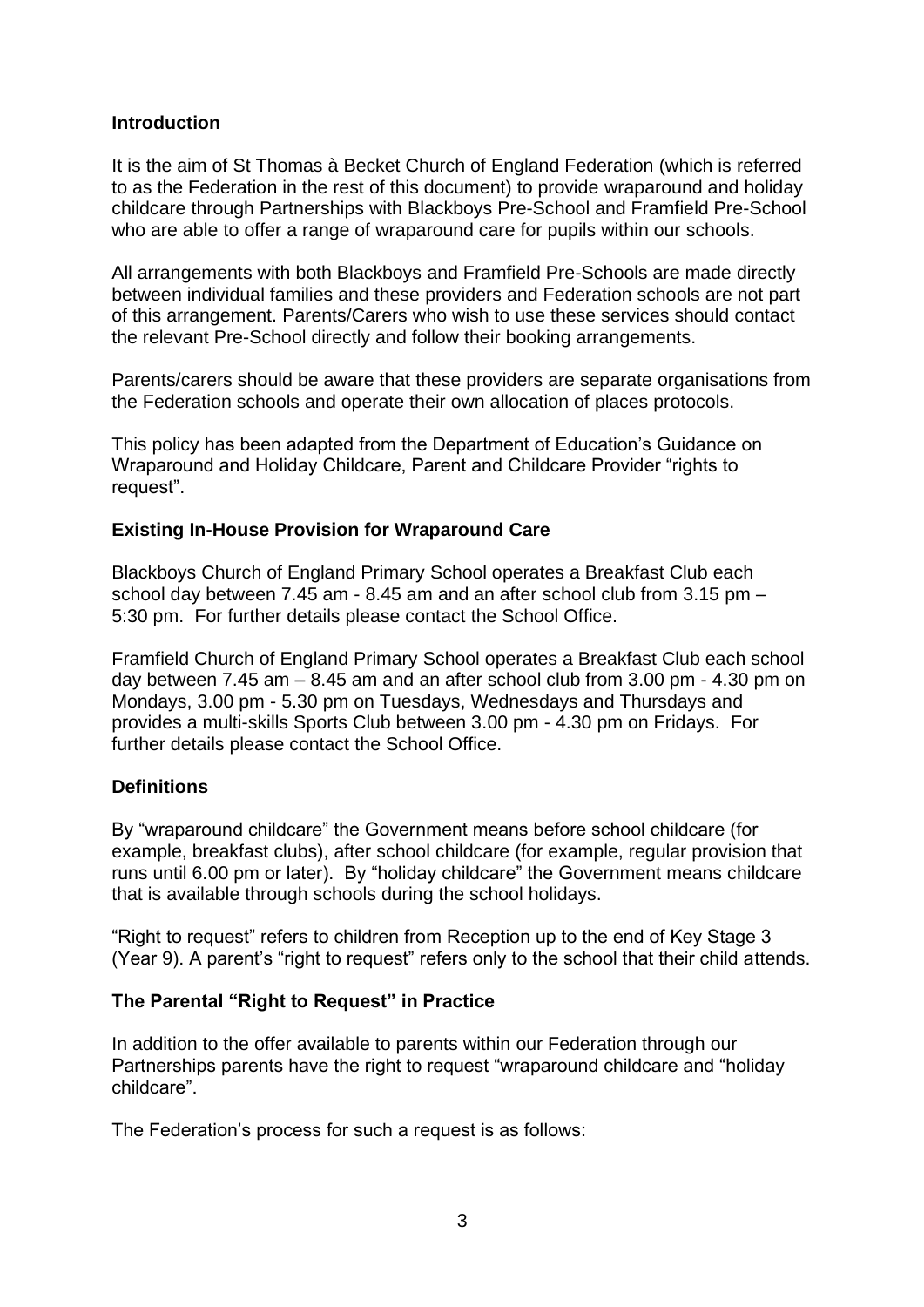## Introduction

It is the aim of St Thomas à Becket Church of England Federation (which is referred to as the Federation in the rest of this document) to provide wraparound and holiday childcare through Partnerships with Blackboys Pre-School and Framfield Pre-School who are able to offer a range of wraparound care for pupils within our schools.

All arrangements with both Blackboys and Framfield Pre-Schools are made directly between individual families and these providers and Federation schools are not part of this arrangement. Parents/Carers who wish to use these services should contact the relevant Pre-School directly and follow their booking arrangements.

Parents/carers should be aware that these providers are separate organisations from the Federation schools and operate their own allocation of places protocols.

This policy has been adapted from the Department of Education's Guidance on Wraparound and Holiday Childcare, Parent and Childcare Provider "rights to request".

## Existing In-House Provision for Wraparound Care

Blackboys Church of England Primary School operates a Breakfast Club each school day between 7.45 am - 8.45 am and an after school club from 3.15 pm – 5:30 pm. For further details please contact the School Office.

Framfield Church of England Primary School operates a Breakfast Club each school day between 7.45 am – 8.45 am and an after school club from 3.00 pm - 4.30 pm on Mondays, 3.00 pm - 5.30 pm on Tuesdays, Wednesdays and Thursdays and provides a multi-skills Sports Club between 3.00 pm - 4.30 pm on Fridays. For further details please contact the School Office.

## Definitions

By "wraparound childcare" the Government means before school childcare (for example, breakfast clubs), after school childcare (for example, regular provision that runs until 6.00 pm or later). By "holiday childcare" the Government means childcare that is available through schools during the school holidays.

"Right to request" refers to children from Reception up to the end of Key Stage 3 (Year 9). A parent's "right to request" refers only to the school that their child attends.

## The Parental "Right to Request" in Practice

In addition to the offer available to parents within our Federation through our Partnerships parents have the right to request "wraparound childcare and "holiday childcare".

The Federation's process for such a request is as follows: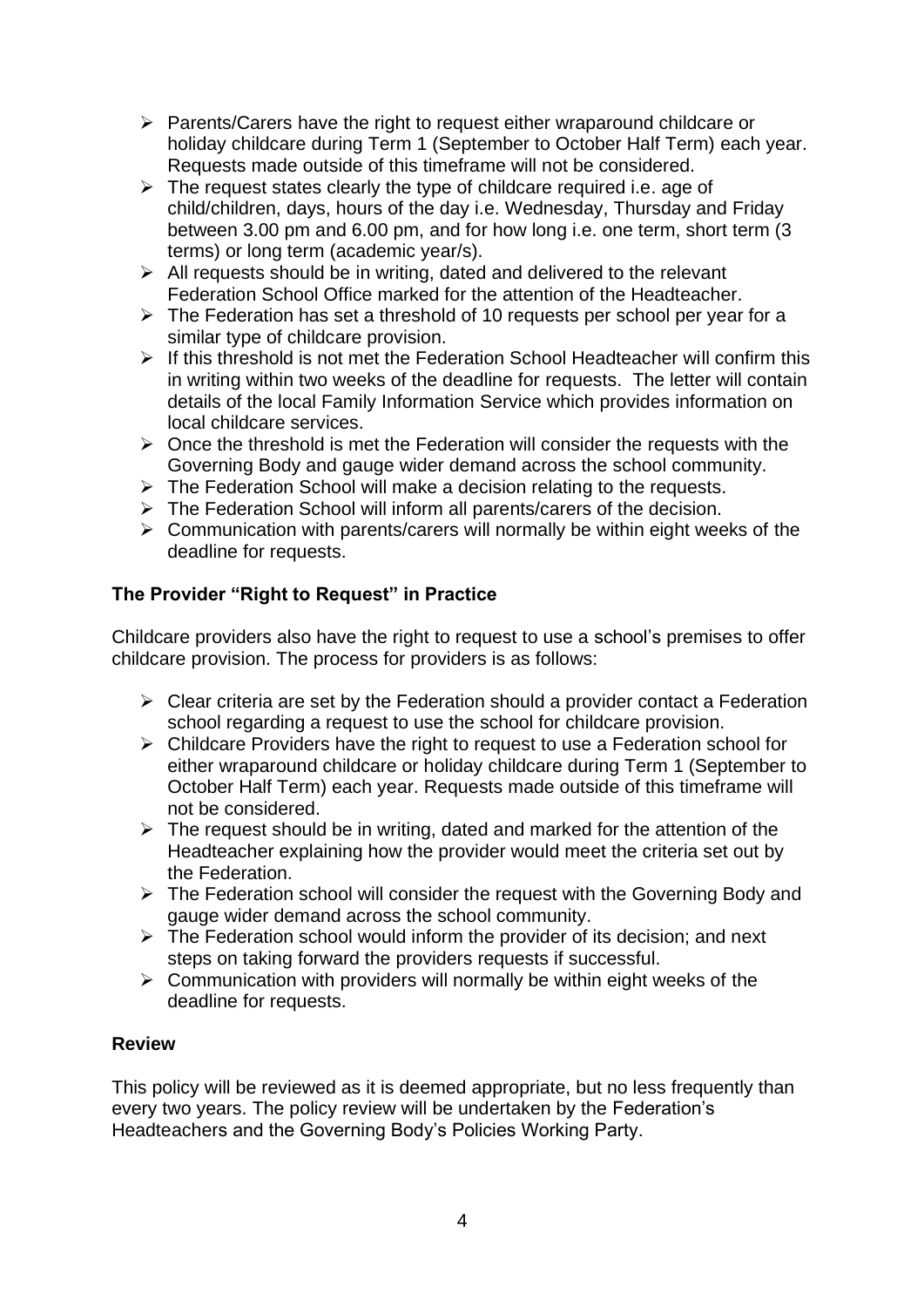- Parents/Carers have the right to request either wraparound childcare or holiday childcare during Term 1 (September to October Half Term) each year. Requests made outside of this timeframe will not be considered.
- The request states clearly the type of childcare required i.e. age of child/children, days, hours of the day i.e. Wednesday, Thursday and Friday between 3.00 pm and 6.00 pm, and for how long i.e. one term, short term (3 terms) or long term (academic year/s).
- All requests should be in writing, dated and delivered to the relevant Federation School Office marked for the attention of the Headteacher.
- The Federation has set a threshold of 10 requests per school per year for a similar type of childcare provision.
- If this threshold is not met the Federation School Headteacher will confirm this in writing within two weeks of the deadline for requests. The letter will contain details of the local Family Information Service which provides information on local childcare services.
- Once the threshold is met the Federation will consider the requests with the Governing Body and gauge wider demand across the school community.
- The Federation School will make a decision relating to the requests.
- The Federation School will inform all parents/carers of the decision.
- Communication with parents/carers will normally be within eight weeks of the deadline for requests.

**The Provider "Right to Request" in Practice**

Childcare providers also have the right to request to use a school's premises to offer childcare provision. The process for providers is as follows:

- Clear criteria are set by the Federation should a provider contact a Federation school regarding a request to use the school for childcare provision.
- Childcare Providers have the right to request to use a Federation school for either wraparound childcare or holiday childcare during Term 1 (September to October Half Term) each year. Requests made outside of this timeframe will not be considered.
- The request should be in writing, dated and marked for the attention of the Headteacher explaining how the provider would meet the criteria set out by the Federation.
- The Federation school will consider the request with the Governing Body and gauge wider demand across the school community.
- The Federation school would inform the provider of its decision; and next steps on taking forward the providers requests if successful.
- Communication with providers will normally be within eight weeks of the deadline for requests.

**Review**

This policy will be reviewed as it is deemed appropriate, but no less frequently than every two years. The policy review will be undertaken by the Federation's Headteachers and the Governing Body's Policies Working Party.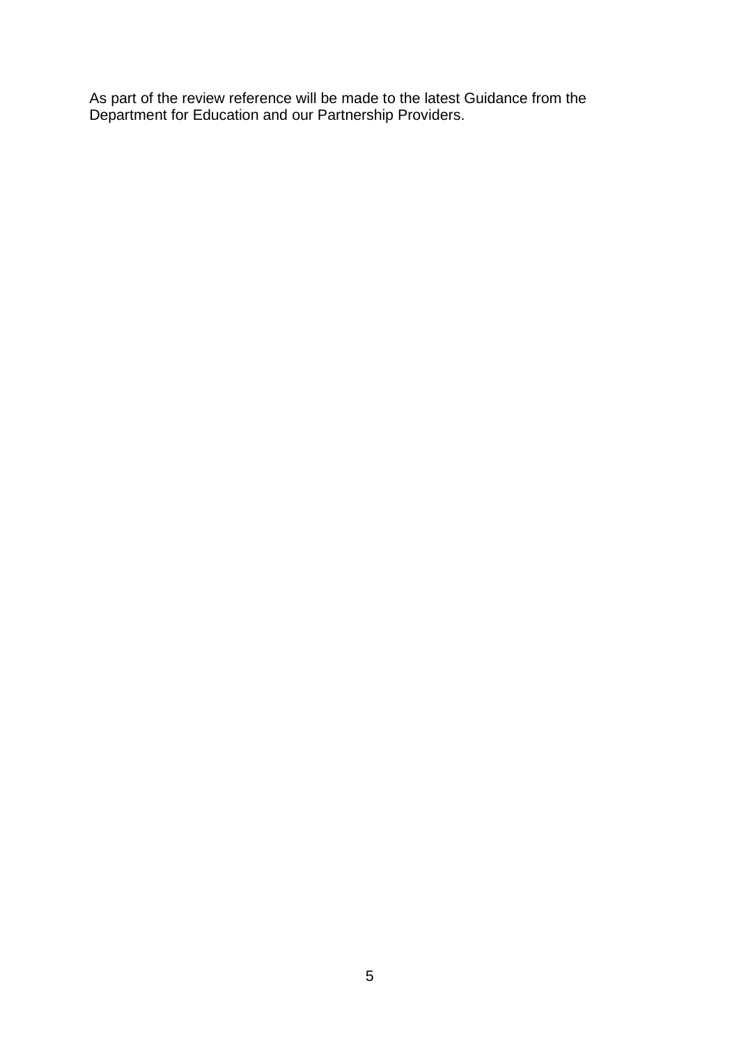As part of the review reference will be made to the latest Guidance from the Department for Education and our Partnership Providers.